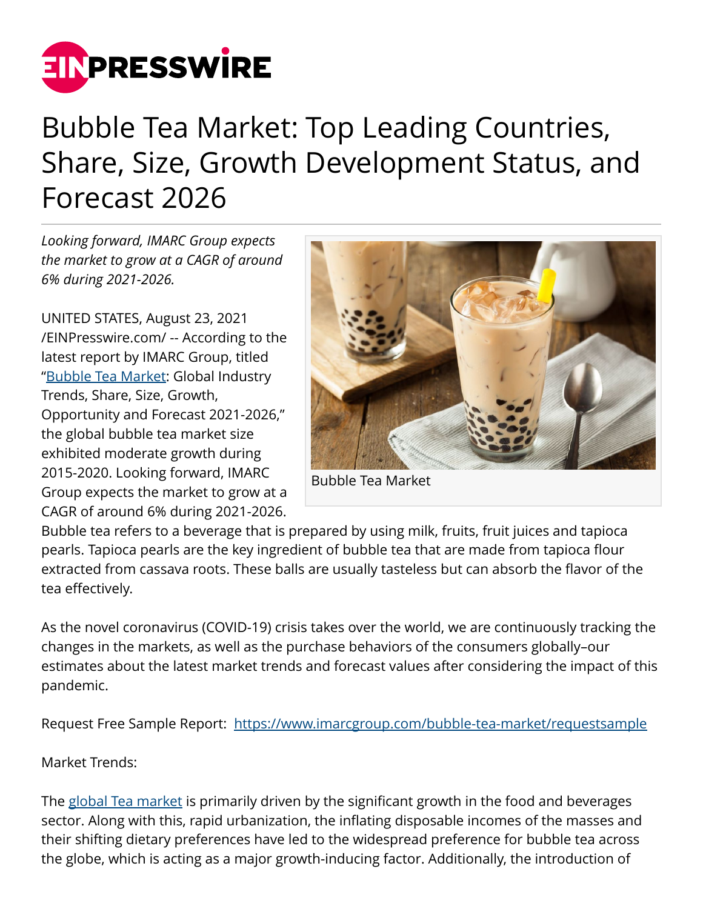# Bubble Tea Market: Top Leading Countries, Share, Size, Growth Development Status, and Forecast 2026

*Looking forward, IMARC Group expects the market to grow at a CAGR of around 6% during 2021-2026.*

UNITED STATES, August 23, 2021 /EINPresswire.com/ -- According to the latest report by IMARC Group, titled "Bubble Tea Market: Global Industry Trends, Share, Size, Growth, Opportunity and Forecast 2021-2026," the global bubble tea market size exhibited moderate growth during 2015-2020. Looking forward, IMARC Group expects the market to grow at a CAGR of around 6% during 2021-2026.

Bubble Tea Market

Bubble tea refers to a beverage that is prepared by using milk, fruits, fruit juices and tapioca pearls. Tapioca pearls are the key ingredient of bubble tea that are made from tapioca flour extracted from cassava roots. These balls are usually tasteless but can absorb the flavor of the tea effectively.

As the novel coronavirus (COVID-19) crisis takes over the world, we are continuously tracking the changes in the markets, as well as the purchase behaviors of the consumers globally–our estimates about the latest market trends and forecast values after considering the impact of this pandemic.

Request Free Sample Report: https://www.imarcgroup.com/bubble-tea-market/requestsample

Market Trends:

The global Tea market is primarily driven by the significant growth in the food and beverages sector. Along with this, rapid urbanization, the inflating disposable incomes of the masses and their shifting dietary preferences have led to the widespread preference for bubble tea across the globe, which is acting as a major growth-inducing factor. Additionally, the introduction of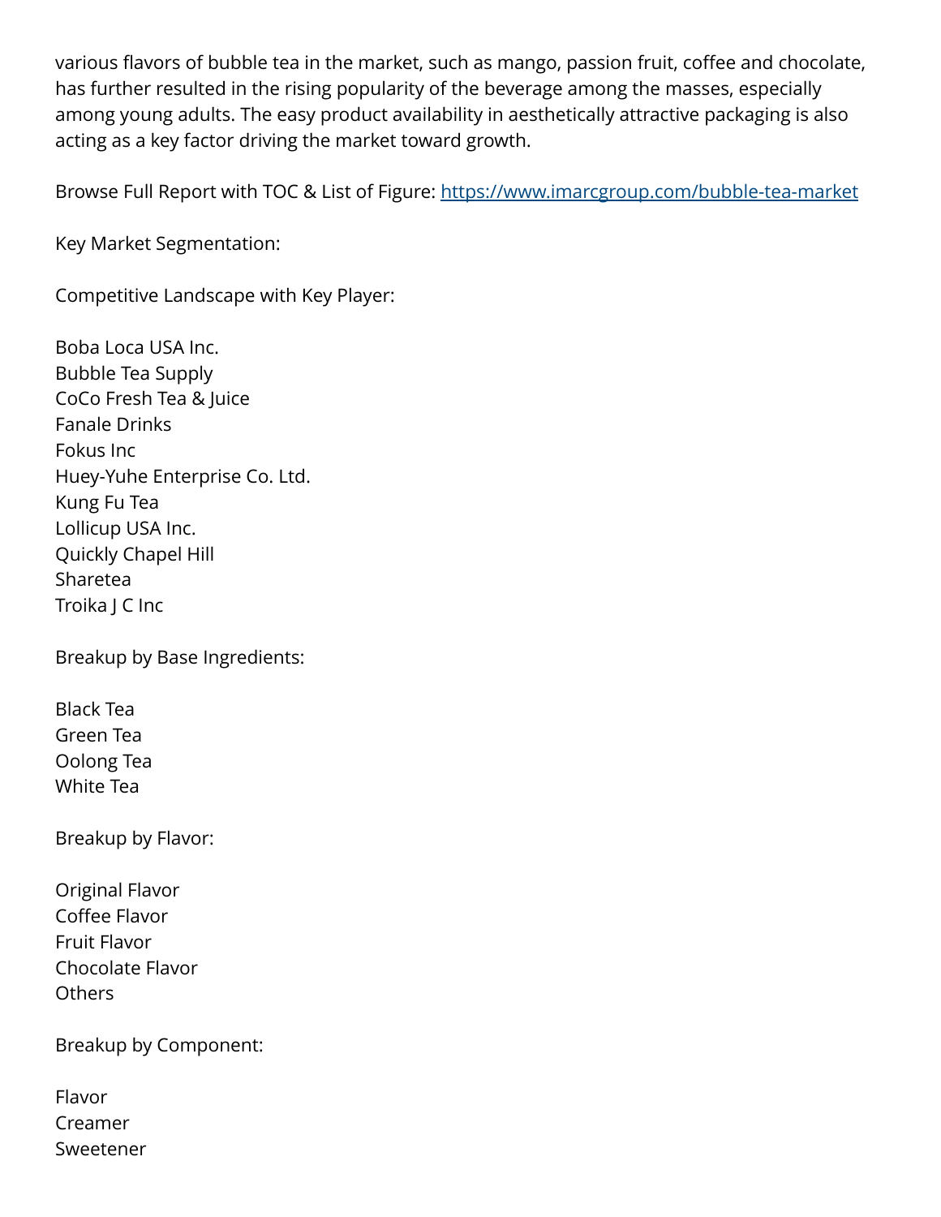various flavors of bubble tea in the market, such as mango, passion fruit, coffee and chocolate, has further resulted in the rising popularity of the beverage among the masses, especially among young adults. The easy product availability in aesthetically attractive packaging is also acting as a key factor driving the market toward growth.

Browse Full Report with TOC & List of Figure: [https://www.imarcgroup.com/bubble-tea-market](https://www.imarcgroup.com/bubble-tea-market)

Key Market Segmentation:

Competitive Landscape with Key Player:

Boba Loca USA Inc.
Bubble Tea Supply
CoCo Fresh Tea & Juice
Fanale Drinks
Fokus Inc
Huey-Yuhe Enterprise Co. Ltd.
Kung Fu Tea
Lollicup USA Inc.
Quickly Chapel Hill
Sharetea
Troika J C Inc

Breakup by Base Ingredients:

Black Tea
Green Tea
Oolong Tea
White Tea

Breakup by Flavor:

Original Flavor
Coffee Flavor
Fruit Flavor
Chocolate Flavor
Others

Breakup by Component:

Flavor
Creamer
Sweetener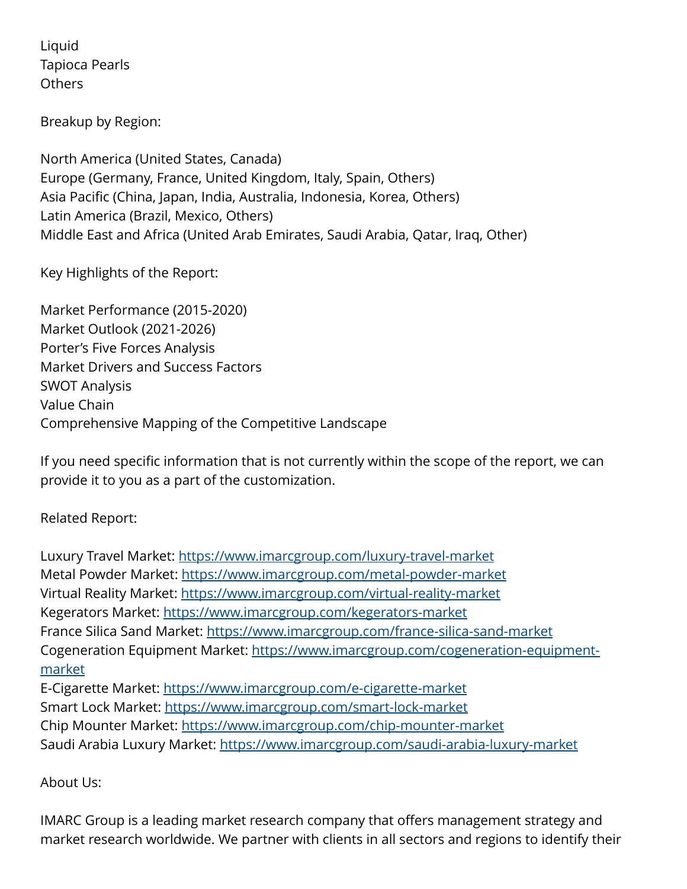Liquid
Tapioca Pearls
Others

Breakup by Region:

North America (United States, Canada)
Europe (Germany, France, United Kingdom, Italy, Spain, Others)
Asia Pacific (China, Japan, India, Australia, Indonesia, Korea, Others)
Latin America (Brazil, Mexico, Others)
Middle East and Africa (United Arab Emirates, Saudi Arabia, Qatar, Iraq, Other)

Key Highlights of the Report:

Market Performance (2015-2020)
Market Outlook (2021-2026)
Porter's Five Forces Analysis
Market Drivers and Success Factors
SWOT Analysis
Value Chain
Comprehensive Mapping of the Competitive Landscape

If you need specific information that is not currently within the scope of the report, we can provide it to you as a part of the customization.

Related Report:

Luxury Travel Market: https://www.imarcgroup.com/luxury-travel-market
Metal Powder Market: https://www.imarcgroup.com/metal-powder-market
Virtual Reality Market: https://www.imarcgroup.com/virtual-reality-market
Kegerators Market: https://www.imarcgroup.com/kegerators-market
France Silica Sand Market: https://www.imarcgroup.com/france-silica-sand-market
Cogeneration Equipment Market: https://www.imarcgroup.com/cogeneration-equipment-market
E-Cigarette Market: https://www.imarcgroup.com/e-cigarette-market
Smart Lock Market: https://www.imarcgroup.com/smart-lock-market
Chip Mounter Market: https://www.imarcgroup.com/chip-mounter-market
Saudi Arabia Luxury Market: https://www.imarcgroup.com/saudi-arabia-luxury-market

About Us:

IMARC Group is a leading market research company that offers management strategy and market research worldwide. We partner with clients in all sectors and regions to identify their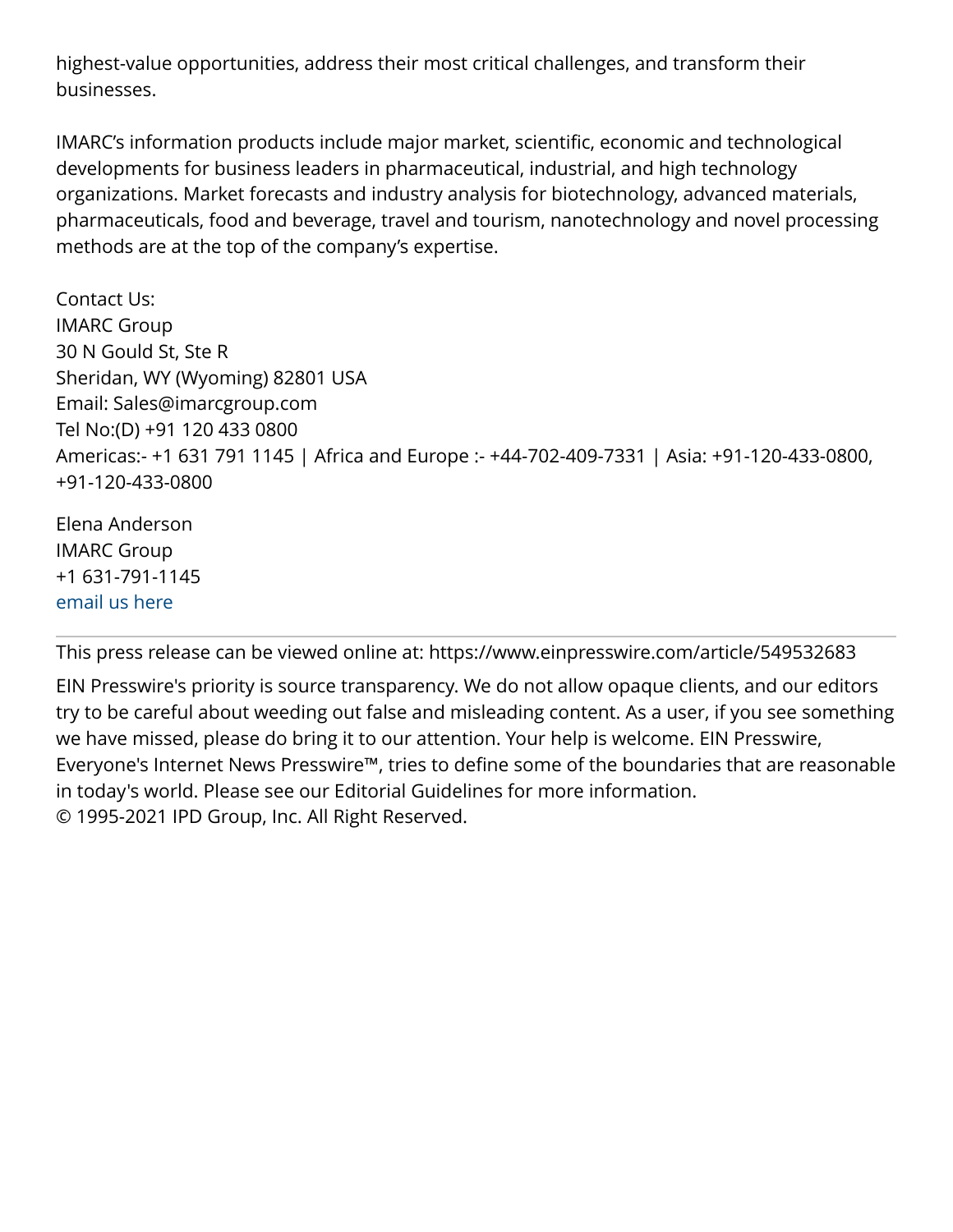highest-value opportunities, address their most critical challenges, and transform their businesses.

IMARC's information products include major market, scientific, economic and technological developments for business leaders in pharmaceutical, industrial, and high technology organizations. Market forecasts and industry analysis for biotechnology, advanced materials, pharmaceuticals, food and beverage, travel and tourism, nanotechnology and novel processing methods are at the top of the company's expertise.

Contact Us:
IMARC Group
30 N Gould St, Ste R
Sheridan, WY (Wyoming) 82801 USA
Email: Sales@imarcgroup.com
Tel No:(D) +91 120 433 0800
Americas:- +1 631 791 1145 | Africa and Europe :- +44-702-409-7331 | Asia: +91-120-433-0800, +91-120-433-0800

Elena Anderson
IMARC Group
+1 631-791-1145
email us here

---

This press release can be viewed online at: https://www.einpresswire.com/article/549532683

EIN Presswire's priority is source transparency. We do not allow opaque clients, and our editors try to be careful about weeding out false and misleading content. As a user, if you see something we have missed, please do bring it to our attention. Your help is welcome. EIN Presswire, Everyone's Internet News Presswire™, tries to define some of the boundaries that are reasonable in today's world. Please see our Editorial Guidelines for more information.
© 1995-2021 IPD Group, Inc. All Right Reserved.